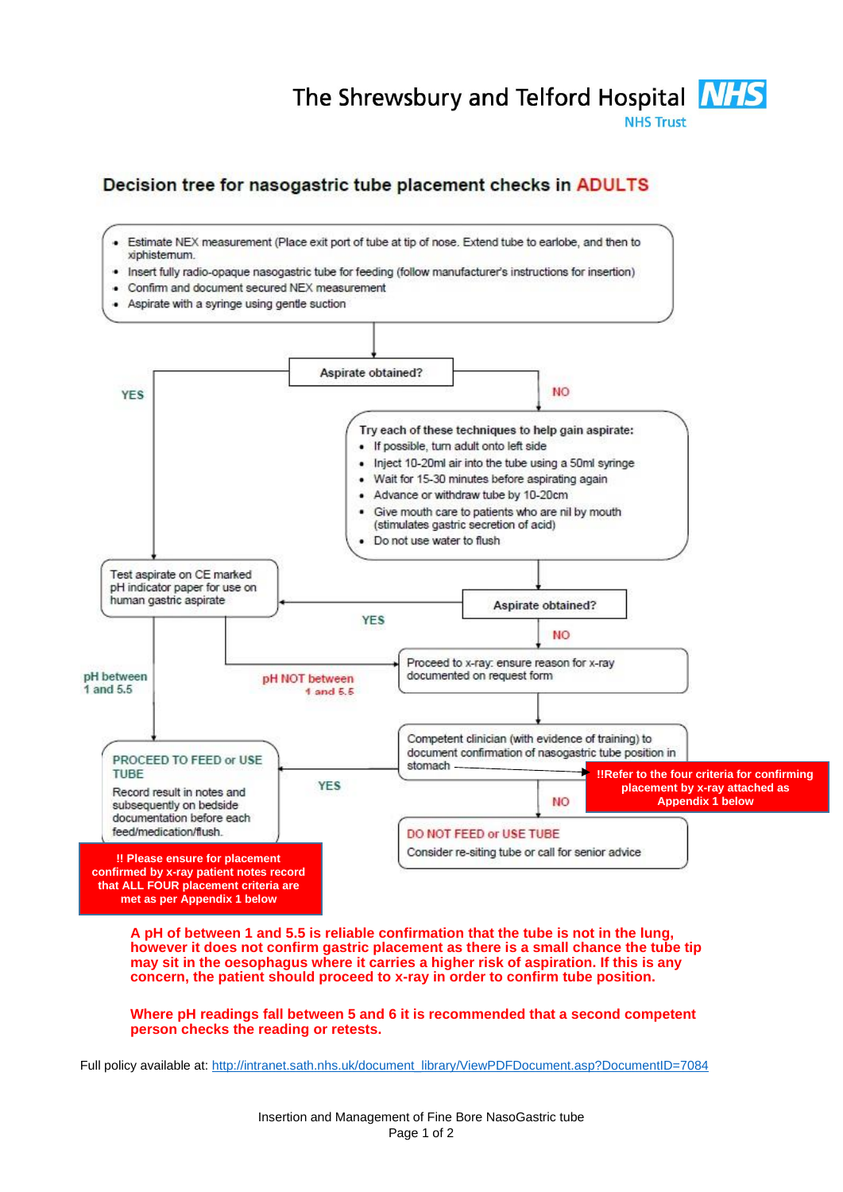The Shrewsbury and Telford Hospital NHS Trust

## Decision tree for nasogastric tube placement checks in ADULTS

- Estimate NEX measurement (Place exit port of tube at tip of nose. Extend tube to earlobe, and then to xiphisternum.
- Insert fully radio-opaque nasogastric tube for feeding (follow manufacturer's instructions for insertion)
- Confirm and document secured NEX measurement
- Aspirate with a syringe using gentle suction

**Aspirate obtained?**

**YES** → Test aspirate on CE marked pH indicator paper for use on human gastric aspirate

**NO** → Try each of these techniques to help gain aspirate:

- If possible, turn adult onto left side
- Inject 10-20ml air into the tube using a 50ml syringe
- Wait for 15-30 minutes before aspirating again
- Advance or withdraw tube by 10-20cm
- Give mouth care to patients who are nil by mouth (stimulates gastric secretion of acid)
- Do not use water to flush

**Aspirate obtained?**

- **YES** → Test aspirate on CE marked pH indicator paper for use on human gastric aspirate
- **NO** → Proceed to x-ray: ensure reason for x-ray documented on request form

**Test aspirate on CE marked pH indicator paper for use on human gastric aspirate:**

- **pH between 1 and 5.5** → PROCEED TO FEED or USE TUBE
- **pH NOT between 1 and 5.5** → Proceed to x-ray: ensure reason for x-ray documented on request form

**Proceed to x-ray: ensure reason for x-ray documented on request form** → Competent clinician (with evidence of training) to document confirmation of nasogastric tube position in stomach

**!!Refer to the four criteria for confirming placement by x-ray attached as Appendix 1 below**

- **YES** → PROCEED TO FEED or USE TUBE
- **NO** → DO NOT FEED or USE TUBE. Consider re-siting tube or call for senior advice

**PROCEED TO FEED or USE TUBE**

Record result in notes and subsequently on bedside documentation before each feed/medication/flush.

**!! Please ensure for placement confirmed by x-ray patient notes record that ALL FOUR placement criteria are met as per Appendix 1 below**

**A pH of between 1 and 5.5 is reliable confirmation that the tube is not in the lung, however it does not confirm gastric placement as there is a small chance the tube tip may sit in the oesophagus where it carries a higher risk of aspiration. If this is any concern, the patient should proceed to x-ray in order to confirm tube position.**

**Where pH readings fall between 5 and 6 it is recommended that a second competent person checks the reading or retests.**

Full policy available at: http://intranet.sath.nhs.uk/document_library/ViewPDFDocument.asp?DocumentID=7084

Insertion and Management of Fine Bore NasoGastric tube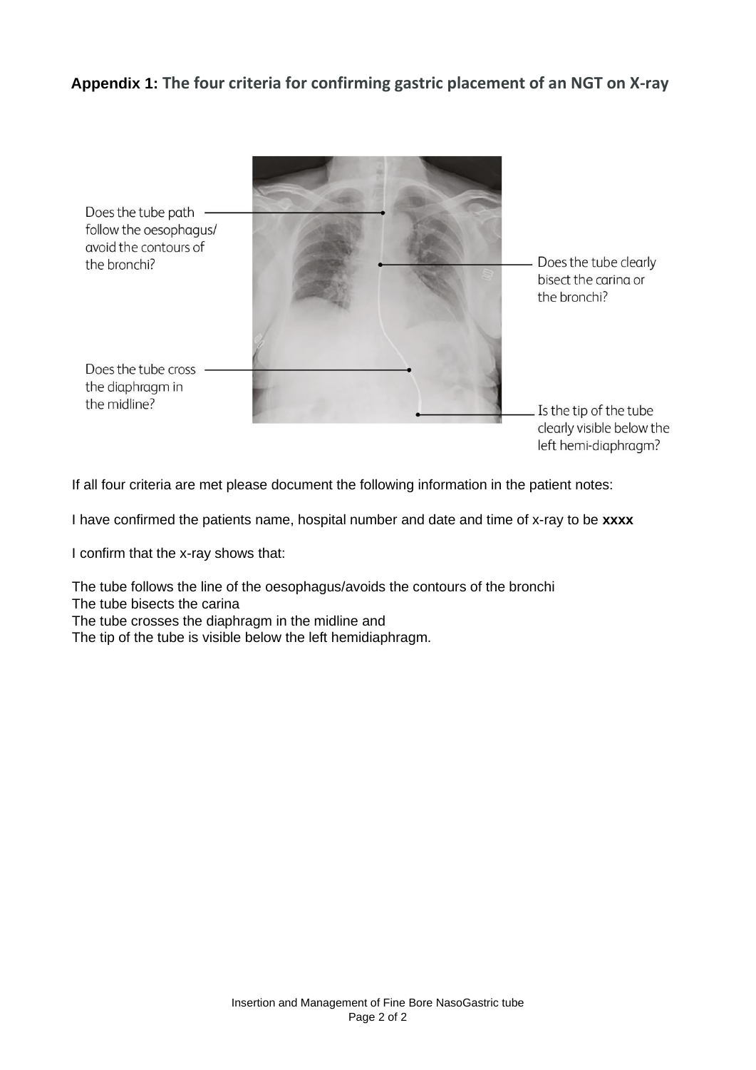**Appendix 1:** **The four criteria for confirming gastric placement of an NGT on X-ray**

Does the tube path follow the oesophagus/ avoid the contours of the bronchi?

Does the tube clearly bisect the carina or the bronchi?

Does the tube cross the diaphragm in the midline?

Is the tip of the tube clearly visible below the left hemi-diaphragm?

If all four criteria are met please document the following information in the patient notes:

I have confirmed the patients name, hospital number and date and time of x-ray to be **xxxx**

I confirm that the x-ray shows that:

The tube follows the line of the oesophagus/avoids the contours of the bronchi
The tube bisects the carina
The tube crosses the diaphragm in the midline and
The tip of the tube is visible below the left hemidiaphragm.